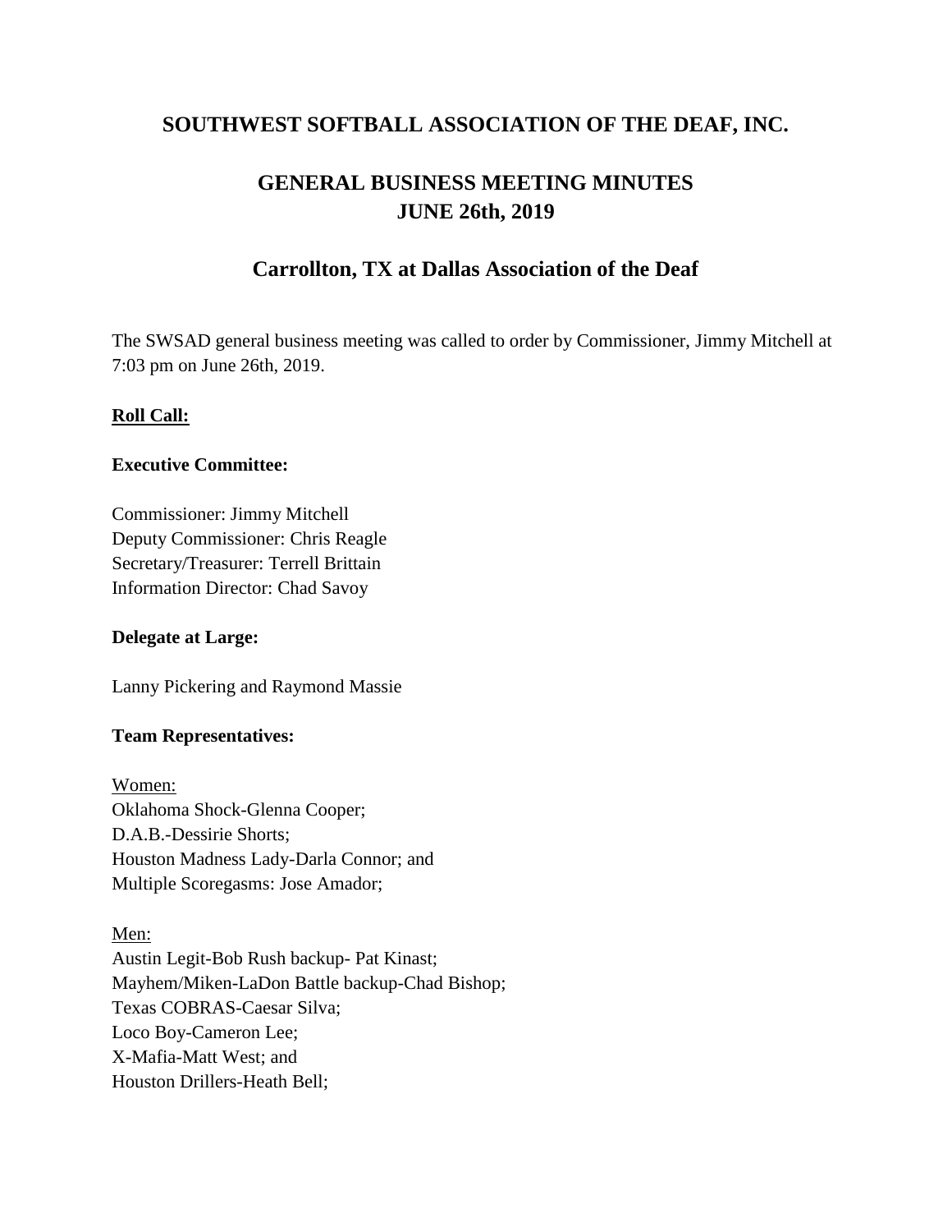# SOUTHWEST SOFTBALL ASSOCIATION OF THE DEAF, INC.

## GENERAL BUSINESS MEETING MINUTES
## JUNE 26th, 2019

## Carrollton, TX at Dallas Association of the Deaf

The SWSAD general business meeting was called to order by Commissioner, Jimmy Mitchell at 7:03 pm on June 26th, 2019.

**Roll Call:**

**Executive Committee:**

Commissioner: Jimmy Mitchell
Deputy Commissioner: Chris Reagle
Secretary/Treasurer: Terrell Brittain
Information Director: Chad Savoy

**Delegate at Large:**

Lanny Pickering and Raymond Massie

**Team Representatives:**

Women:
Oklahoma Shock-Glenna Cooper;
D.A.B.-Dessirie Shorts;
Houston Madness Lady-Darla Connor; and
Multiple Scoregasms: Jose Amador;

Men:
Austin Legit-Bob Rush backup- Pat Kinast;
Mayhem/Miken-LaDon Battle backup-Chad Bishop;
Texas COBRAS-Caesar Silva;
Loco Boy-Cameron Lee;
X-Mafia-Matt West; and
Houston Drillers-Heath Bell;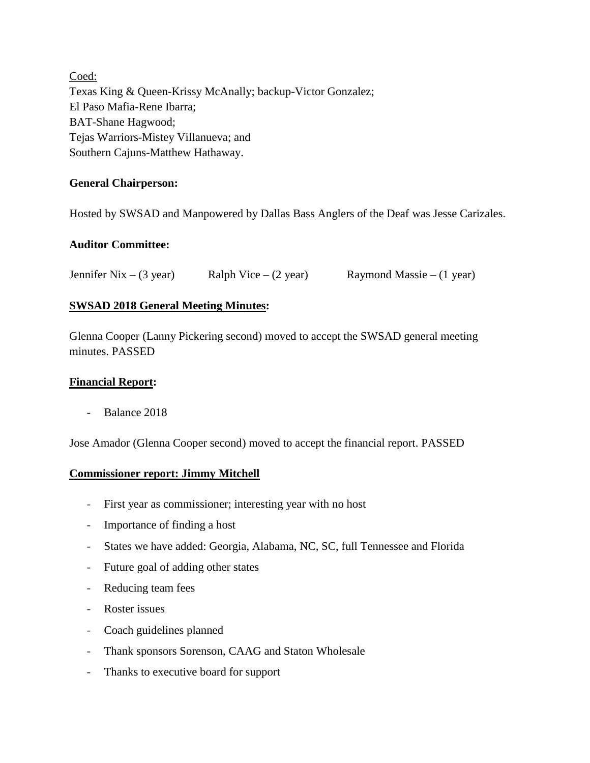Coed:
Texas King & Queen-Krissy McAnally; backup-Victor Gonzalez;
El Paso Mafia-Rene Ibarra;
BAT-Shane Hagwood;
Tejas Warriors-Mistey Villanueva; and
Southern Cajuns-Matthew Hathaway.

**General Chairperson:**

Hosted by SWSAD and Manpowered by Dallas Bass Anglers of the Deaf was Jesse Carizales.

**Auditor Committee:**

Jennifer Nix – (3 year) Ralph Vice – (2 year) Raymond Massie – (1 year)

**SWSAD 2018 General Meeting Minutes:**

Glenna Cooper (Lanny Pickering second) moved to accept the SWSAD general meeting minutes. PASSED

**Financial Report:**

- Balance 2018

Jose Amador (Glenna Cooper second) moved to accept the financial report. PASSED

**Commissioner report: Jimmy Mitchell**

- First year as commissioner; interesting year with no host
- Importance of finding a host
- States we have added: Georgia, Alabama, NC, SC, full Tennessee and Florida
- Future goal of adding other states
- Reducing team fees
- Roster issues
- Coach guidelines planned
- Thank sponsors Sorenson, CAAG and Staton Wholesale
- Thanks to executive board for support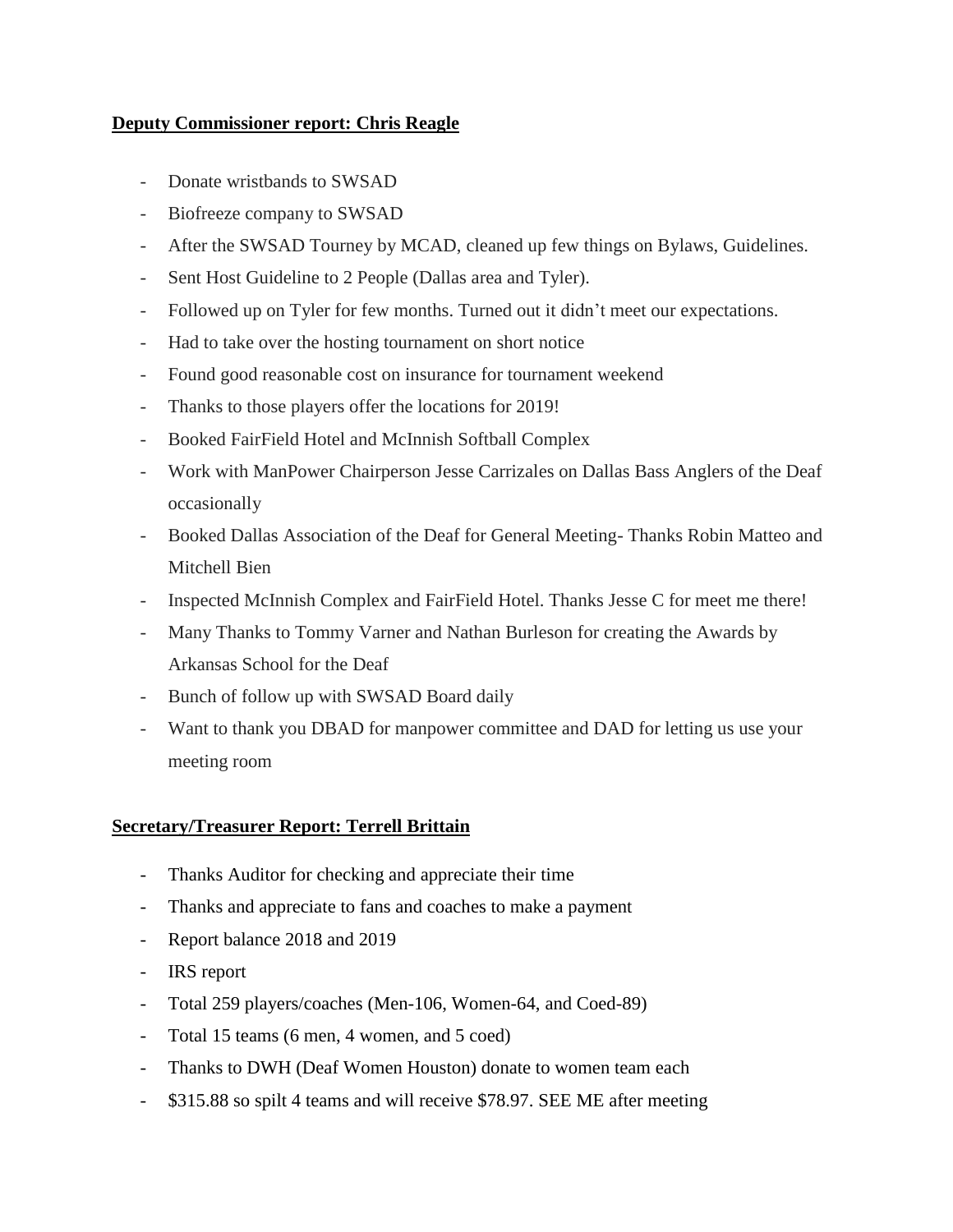**Deputy Commissioner report: Chris Reagle**

- Donate wristbands to SWSAD
- Biofreeze company to SWSAD
- After the SWSAD Tourney by MCAD, cleaned up few things on Bylaws, Guidelines.
- Sent Host Guideline to 2 People (Dallas area and Tyler).
- Followed up on Tyler for few months. Turned out it didn't meet our expectations.
- Had to take over the hosting tournament on short notice
- Found good reasonable cost on insurance for tournament weekend
- Thanks to those players offer the locations for 2019!
- Booked FairField Hotel and McInnish Softball Complex
- Work with ManPower Chairperson Jesse Carrizales on Dallas Bass Anglers of the Deaf occasionally
- Booked Dallas Association of the Deaf for General Meeting- Thanks Robin Matteo and Mitchell Bien
- Inspected McInnish Complex and FairField Hotel. Thanks Jesse C for meet me there!
- Many Thanks to Tommy Varner and Nathan Burleson for creating the Awards by Arkansas School for the Deaf
- Bunch of follow up with SWSAD Board daily
- Want to thank you DBAD for manpower committee and DAD for letting us use your meeting room

**Secretary/Treasurer Report: Terrell Brittain**

- Thanks Auditor for checking and appreciate their time
- Thanks and appreciate to fans and coaches to make a payment
- Report balance 2018 and 2019
- IRS report
- Total 259 players/coaches (Men-106, Women-64, and Coed-89)
- Total 15 teams (6 men, 4 women, and 5 coed)
- Thanks to DWH (Deaf Women Houston) donate to women team each
- $315.88 so spilt 4 teams and will receive $78.97. SEE ME after meeting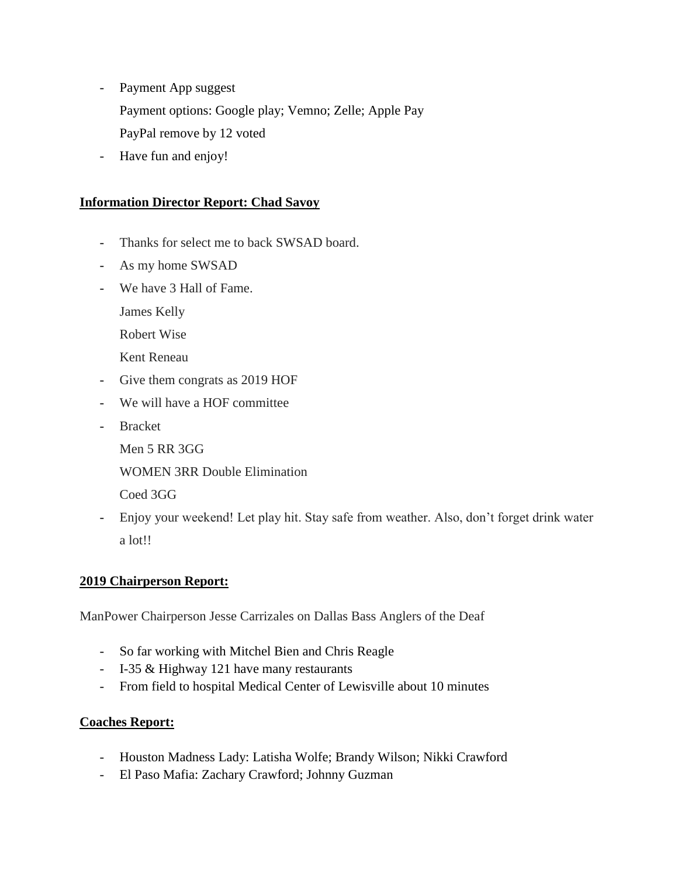- Payment App suggest

  Payment options: Google play; Vemno; Zelle; Apple Pay

  PayPal remove by 12 voted

- Have fun and enjoy!

**Information Director Report: Chad Savoy**

- Thanks for select me to back SWSAD board.
- As my home SWSAD
- We have 3 Hall of Fame.

  James Kelly

  Robert Wise

  Kent Reneau

- Give them congrats as 2019 HOF
- We will have a HOF committee
- Bracket

  Men 5 RR 3GG

  WOMEN 3RR Double Elimination

  Coed 3GG

- Enjoy your weekend! Let play hit. Stay safe from weather. Also, don't forget drink water a lot!!

**2019 Chairperson Report:**

ManPower Chairperson Jesse Carrizales on Dallas Bass Anglers of the Deaf

- So far working with Mitchel Bien and Chris Reagle
- I-35 & Highway 121 have many restaurants
- From field to hospital Medical Center of Lewisville about 10 minutes

**Coaches Report:**

- Houston Madness Lady: Latisha Wolfe; Brandy Wilson; Nikki Crawford
- El Paso Mafia: Zachary Crawford; Johnny Guzman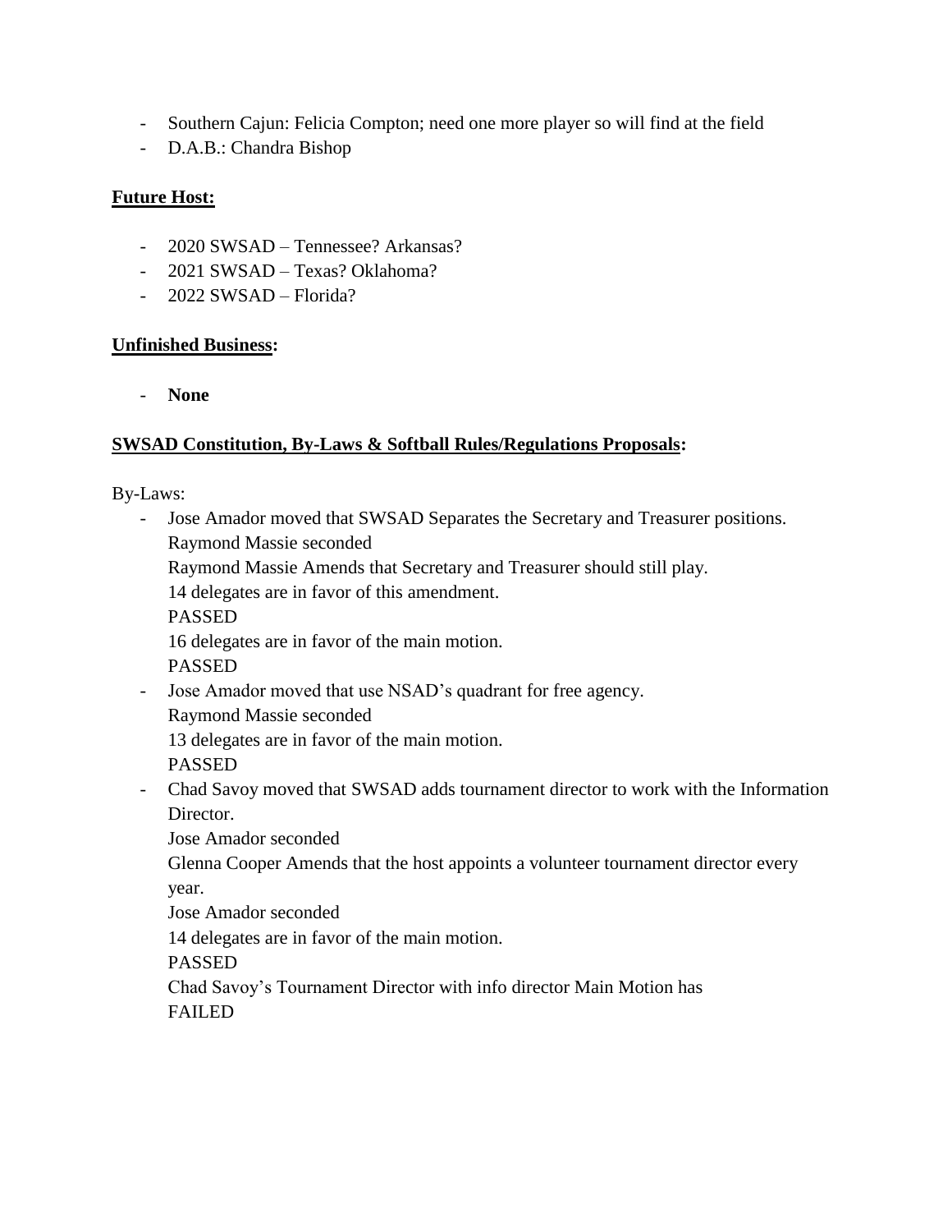- Southern Cajun: Felicia Compton; need one more player so will find at the field
- D.A.B.: Chandra Bishop

**Future Host:**

- 2020 SWSAD – Tennessee? Arkansas?
- 2021 SWSAD – Texas? Oklahoma?
- 2022 SWSAD – Florida?

**Unfinished Business:**

- **None**

**SWSAD Constitution, By-Laws & Softball Rules/Regulations Proposals:**

By-Laws:

- Jose Amador moved that SWSAD Separates the Secretary and Treasurer positions.
  Raymond Massie seconded
  Raymond Massie Amends that Secretary and Treasurer should still play.
  14 delegates are in favor of this amendment.
  PASSED
  16 delegates are in favor of the main motion.
  PASSED
- Jose Amador moved that use NSAD's quadrant for free agency.
  Raymond Massie seconded
  13 delegates are in favor of the main motion.
  PASSED
- Chad Savoy moved that SWSAD adds tournament director to work with the Information Director.
  Jose Amador seconded
  Glenna Cooper Amends that the host appoints a volunteer tournament director every year.
  Jose Amador seconded
  14 delegates are in favor of the main motion.
  PASSED
  Chad Savoy's Tournament Director with info director Main Motion has
  FAILED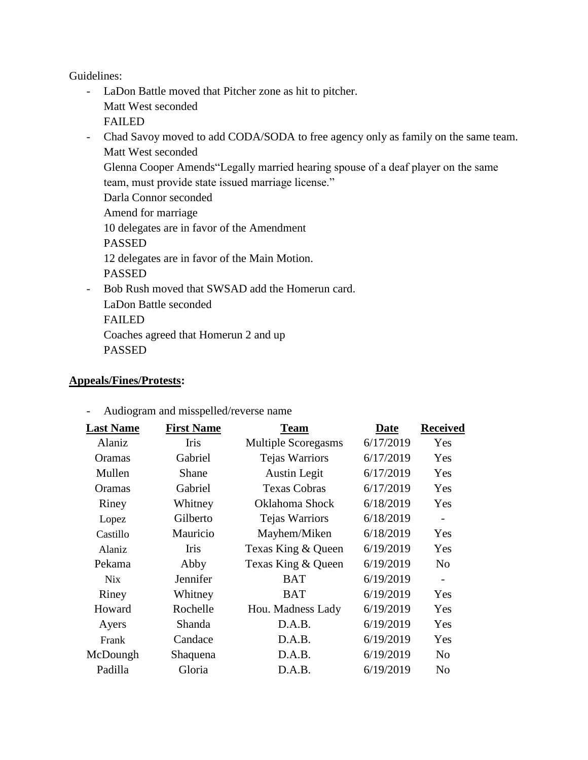Guidelines:

- LaDon Battle moved that Pitcher zone as hit to pitcher.
  Matt West seconded
  FAILED
- Chad Savoy moved to add CODA/SODA to free agency only as family on the same team.
  Matt West seconded
  Glenna Cooper Amends"Legally married hearing spouse of a deaf player on the same team, must provide state issued marriage license."
  Darla Connor seconded
  Amend for marriage
  10 delegates are in favor of the Amendment
  PASSED
  12 delegates are in favor of the Main Motion.
  PASSED
- Bob Rush moved that SWSAD add the Homerun card.
  LaDon Battle seconded
  FAILED
  Coaches agreed that Homerun 2 and up
  PASSED

**Appeals/Fines/Protests:**

- Audiogram and misspelled/reverse name

| Last Name | First Name | Team | Date | Received |
|---|---|---|---|---|
| Alaniz | Iris | Multiple Scoregasms | 6/17/2019 | Yes |
| Oramas | Gabriel | Tejas Warriors | 6/17/2019 | Yes |
| Mullen | Shane | Austin Legit | 6/17/2019 | Yes |
| Oramas | Gabriel | Texas Cobras | 6/17/2019 | Yes |
| Riney | Whitney | Oklahoma Shock | 6/18/2019 | Yes |
| Lopez | Gilberto | Tejas Warriors | 6/18/2019 | - |
| Castillo | Mauricio | Mayhem/Miken | 6/18/2019 | Yes |
| Alaniz | Iris | Texas King & Queen | 6/19/2019 | Yes |
| Pekama | Abby | Texas King & Queen | 6/19/2019 | No |
| Nix | Jennifer | BAT | 6/19/2019 | - |
| Riney | Whitney | BAT | 6/19/2019 | Yes |
| Howard | Rochelle | Hou. Madness Lady | 6/19/2019 | Yes |
| Ayers | Shanda | D.A.B. | 6/19/2019 | Yes |
| Frank | Candace | D.A.B. | 6/19/2019 | Yes |
| McDoungh | Shaquena | D.A.B. | 6/19/2019 | No |
| Padilla | Gloria | D.A.B. | 6/19/2019 | No |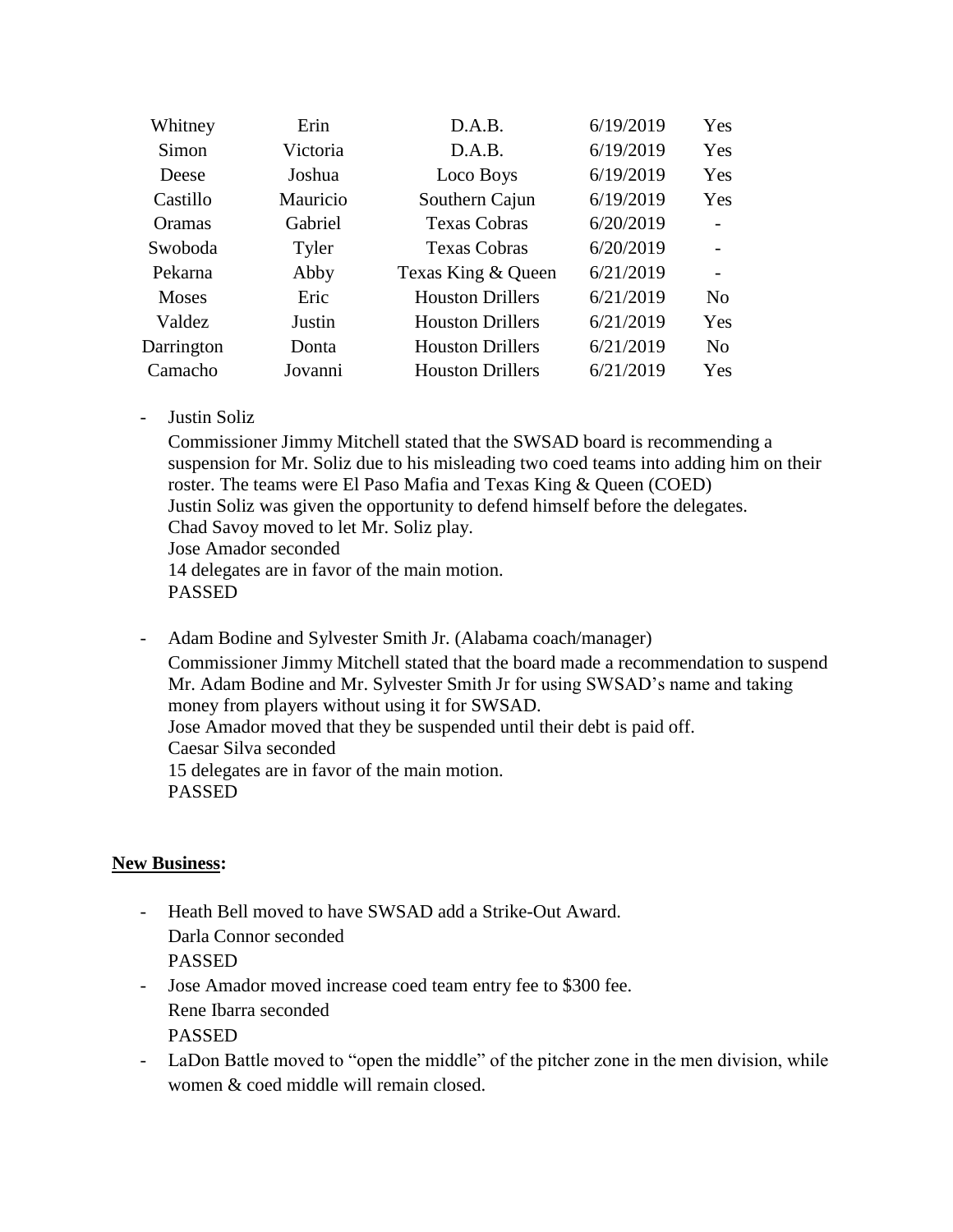| Whitney | Erin | D.A.B. | 6/19/2019 | Yes |
|---|---|---|---|---|
| Simon | Victoria | D.A.B. | 6/19/2019 | Yes |
| Deese | Joshua | Loco Boys | 6/19/2019 | Yes |
| Castillo | Mauricio | Southern Cajun | 6/19/2019 | Yes |
| Oramas | Gabriel | Texas Cobras | 6/20/2019 | - |
| Swoboda | Tyler | Texas Cobras | 6/20/2019 | - |
| Pekarna | Abby | Texas King & Queen | 6/21/2019 | - |
| Moses | Eric | Houston Drillers | 6/21/2019 | No |
| Valdez | Justin | Houston Drillers | 6/21/2019 | Yes |
| Darrington | Donta | Houston Drillers | 6/21/2019 | No |
| Camacho | Jovanni | Houston Drillers | 6/21/2019 | Yes |

- Justin Soliz
  Commissioner Jimmy Mitchell stated that the SWSAD board is recommending a suspension for Mr. Soliz due to his misleading two coed teams into adding him on their roster. The teams were El Paso Mafia and Texas King & Queen (COED)
  Justin Soliz was given the opportunity to defend himself before the delegates.
  Chad Savoy moved to let Mr. Soliz play.
  Jose Amador seconded
  14 delegates are in favor of the main motion.
  PASSED

- Adam Bodine and Sylvester Smith Jr. (Alabama coach/manager)
  Commissioner Jimmy Mitchell stated that the board made a recommendation to suspend Mr. Adam Bodine and Mr. Sylvester Smith Jr for using SWSAD's name and taking money from players without using it for SWSAD.
  Jose Amador moved that they be suspended until their debt is paid off.
  Caesar Silva seconded
  15 delegates are in favor of the main motion.
  PASSED

**New Business:**

- Heath Bell moved to have SWSAD add a Strike-Out Award.
  Darla Connor seconded
  PASSED
- Jose Amador moved increase coed team entry fee to $300 fee.
  Rene Ibarra seconded
  PASSED
- LaDon Battle moved to "open the middle" of the pitcher zone in the men division, while women & coed middle will remain closed.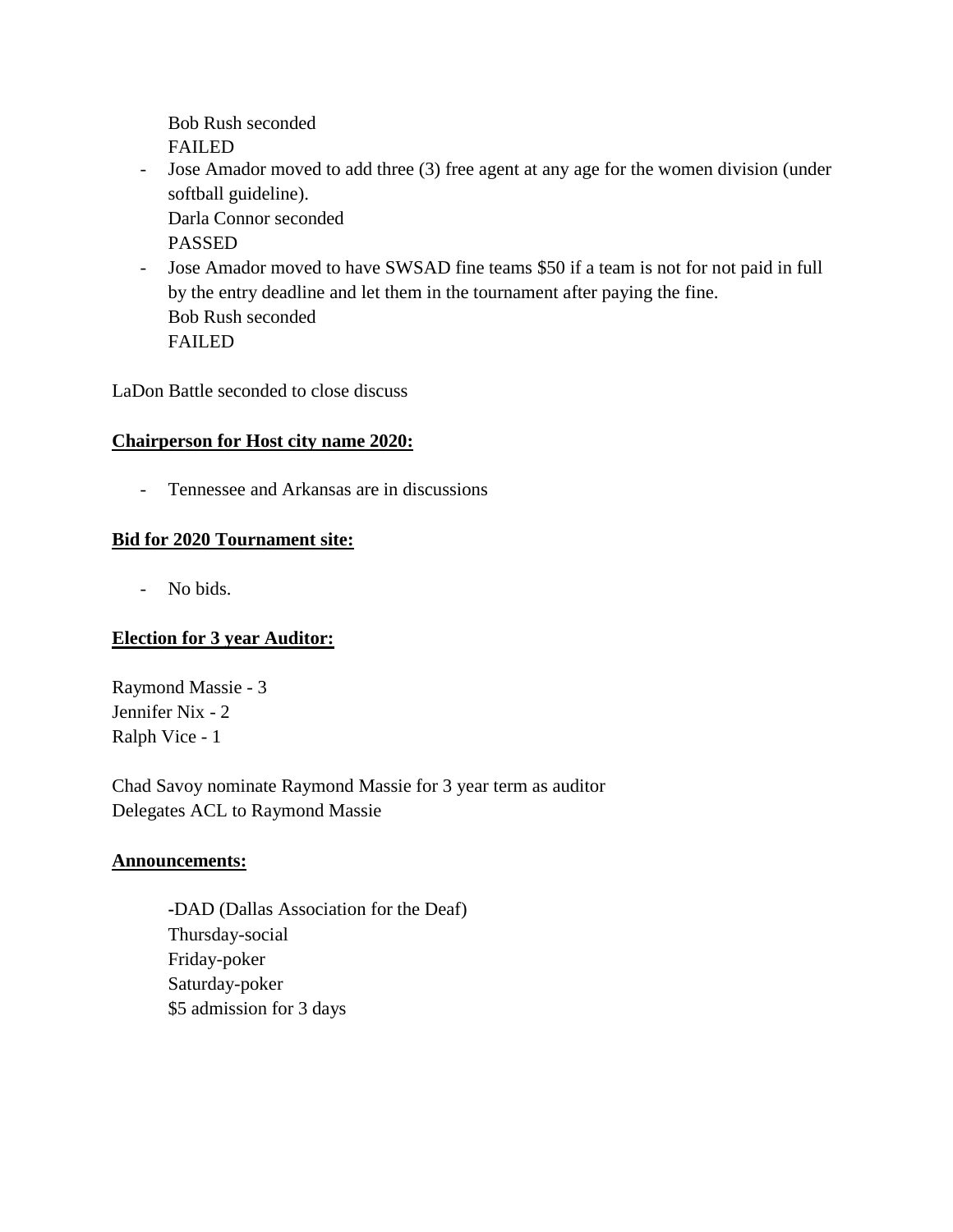Bob Rush seconded
FAILED

- Jose Amador moved to add three (3) free agent at any age for the women division (under softball guideline).
  Darla Connor seconded
  PASSED
- Jose Amador moved to have SWSAD fine teams $50 if a team is not for not paid in full by the entry deadline and let them in the tournament after paying the fine.
  Bob Rush seconded
  FAILED

LaDon Battle seconded to close discuss

**Chairperson for Host city name 2020:**

- Tennessee and Arkansas are in discussions

**Bid for 2020 Tournament site:**

- No bids.

**Election for 3 year Auditor:**

Raymond Massie - 3
Jennifer Nix - 2
Ralph Vice - 1

Chad Savoy nominate Raymond Massie for 3 year term as auditor
Delegates ACL to Raymond Massie

**Announcements:**

-DAD (Dallas Association for the Deaf)
Thursday-social
Friday-poker
Saturday-poker
$5 admission for 3 days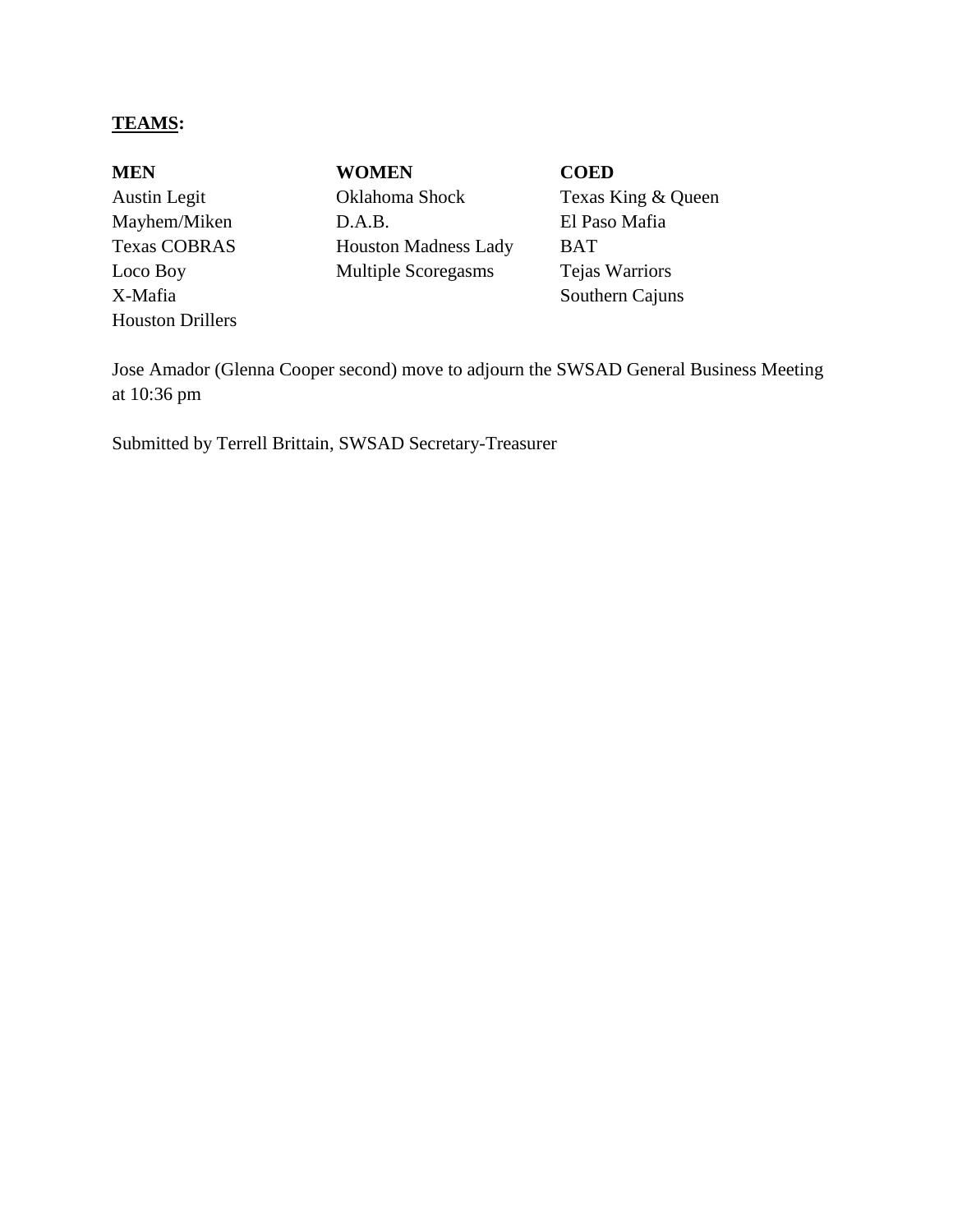**<u>TEAMS</u>:**

| MEN | WOMEN | COED |
|---|---|---|
| Austin Legit | Oklahoma Shock | Texas King & Queen |
| Mayhem/Miken | D.A.B. | El Paso Mafia |
| Texas COBRAS | Houston Madness Lady | BAT |
| Loco Boy | Multiple Scoregasms | Tejas Warriors |
| X-Mafia | | Southern Cajuns |
| Houston Drillers | | |

Jose Amador (Glenna Cooper second) move to adjourn the SWSAD General Business Meeting at 10:36 pm

Submitted by Terrell Brittain, SWSAD Secretary-Treasurer